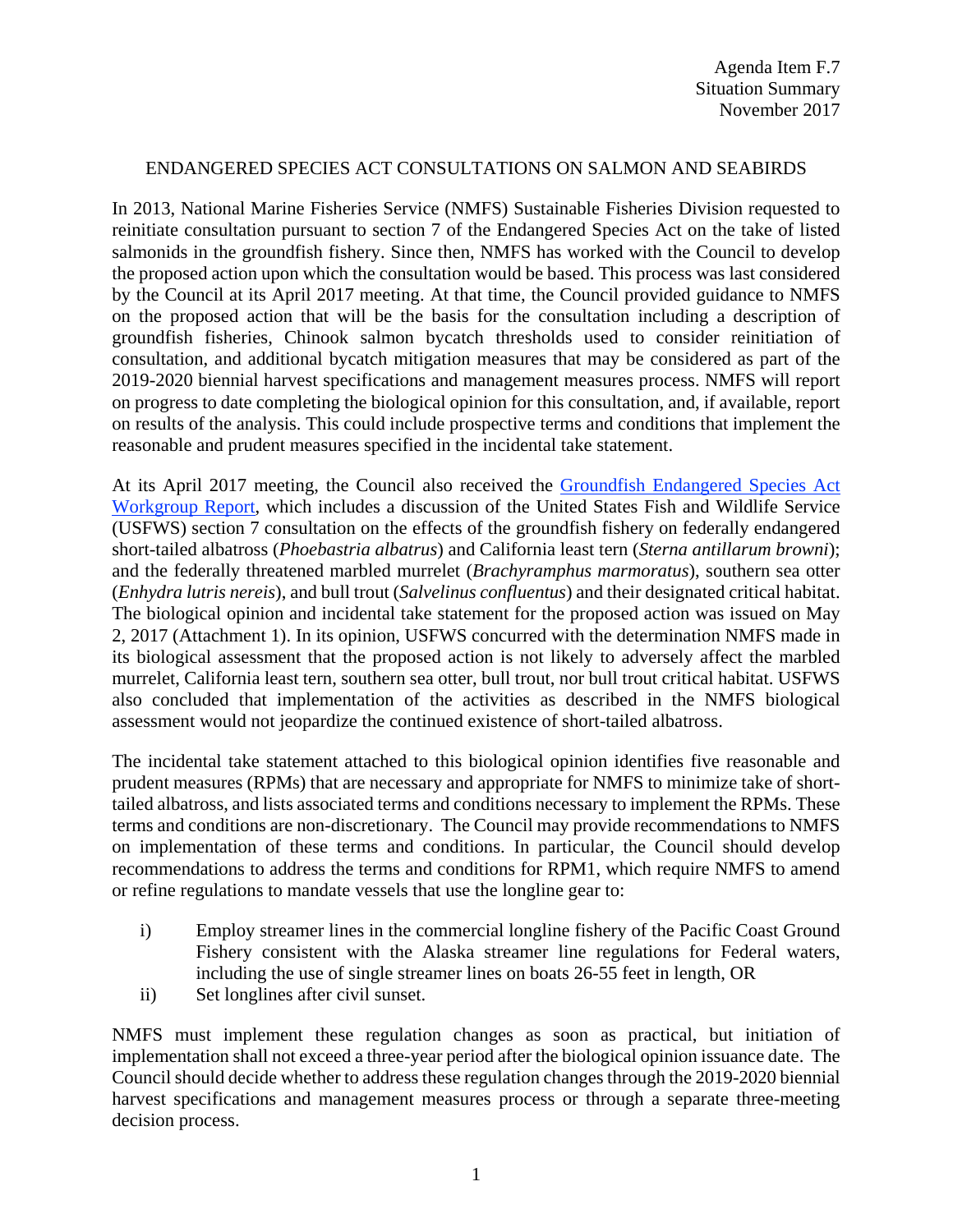Agenda Item F.7
Situation Summary
November 2017

## ENDANGERED SPECIES ACT CONSULTATIONS ON SALMON AND SEABIRDS

In 2013, National Marine Fisheries Service (NMFS) Sustainable Fisheries Division requested to reinitiate consultation pursuant to section 7 of the Endangered Species Act on the take of listed salmonids in the groundfish fishery. Since then, NMFS has worked with the Council to develop the proposed action upon which the consultation would be based. This process was last considered by the Council at its April 2017 meeting. At that time, the Council provided guidance to NMFS on the proposed action that will be the basis for the consultation including a description of groundfish fisheries, Chinook salmon bycatch thresholds used to consider reinitiation of consultation, and additional bycatch mitigation measures that may be considered as part of the 2019-2020 biennial harvest specifications and management measures process. NMFS will report on progress to date completing the biological opinion for this consultation, and, if available, report on results of the analysis. This could include prospective terms and conditions that implement the reasonable and prudent measures specified in the incidental take statement.

At its April 2017 meeting, the Council also received the Groundfish Endangered Species Act Workgroup Report, which includes a discussion of the United States Fish and Wildlife Service (USFWS) section 7 consultation on the effects of the groundfish fishery on federally endangered short-tailed albatross (*Phoebastria albatrus*) and California least tern (*Sterna antillarum browni*); and the federally threatened marbled murrelet (*Brachyramphus marmoratus*), southern sea otter (*Enhydra lutris nereis*), and bull trout (*Salvelinus confluentus*) and their designated critical habitat. The biological opinion and incidental take statement for the proposed action was issued on May 2, 2017 (Attachment 1). In its opinion, USFWS concurred with the determination NMFS made in its biological assessment that the proposed action is not likely to adversely affect the marbled murrelet, California least tern, southern sea otter, bull trout, nor bull trout critical habitat. USFWS also concluded that implementation of the activities as described in the NMFS biological assessment would not jeopardize the continued existence of short-tailed albatross.

The incidental take statement attached to this biological opinion identifies five reasonable and prudent measures (RPMs) that are necessary and appropriate for NMFS to minimize take of short-tailed albatross, and lists associated terms and conditions necessary to implement the RPMs. These terms and conditions are non-discretionary. The Council may provide recommendations to NMFS on implementation of these terms and conditions. In particular, the Council should develop recommendations to address the terms and conditions for RPM1, which require NMFS to amend or refine regulations to mandate vessels that use the longline gear to:

i) Employ streamer lines in the commercial longline fishery of the Pacific Coast Ground Fishery consistent with the Alaska streamer line regulations for Federal waters, including the use of single streamer lines on boats 26-55 feet in length, OR
ii) Set longlines after civil sunset.

NMFS must implement these regulation changes as soon as practical, but initiation of implementation shall not exceed a three-year period after the biological opinion issuance date. The Council should decide whether to address these regulation changes through the 2019-2020 biennial harvest specifications and management measures process or through a separate three-meeting decision process.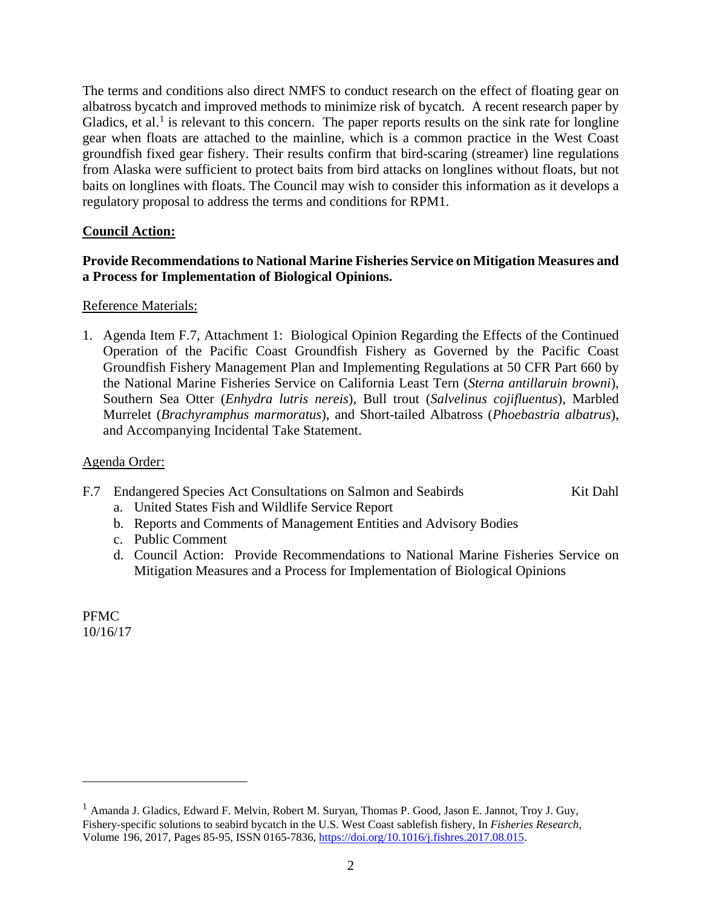The terms and conditions also direct NMFS to conduct research on the effect of floating gear on albatross bycatch and improved methods to minimize risk of bycatch. A recent research paper by Gladics, et al.[1] is relevant to this concern. The paper reports results on the sink rate for longline gear when floats are attached to the mainline, which is a common practice in the West Coast groundfish fixed gear fishery. Their results confirm that bird-scaring (streamer) line regulations from Alaska were sufficient to protect baits from bird attacks on longlines without floats, but not baits on longlines with floats. The Council may wish to consider this information as it develops a regulatory proposal to address the terms and conditions for RPM1.

**Council Action:**

**Provide Recommendations to National Marine Fisheries Service on Mitigation Measures and a Process for Implementation of Biological Opinions.**

Reference Materials:

1. Agenda Item F.7, Attachment 1: Biological Opinion Regarding the Effects of the Continued Operation of the Pacific Coast Groundfish Fishery as Governed by the Pacific Coast Groundfish Fishery Management Plan and Implementing Regulations at 50 CFR Part 660 by the National Marine Fisheries Service on California Least Tern (*Sterna antillaruin browni*), Southern Sea Otter (*Enhydra lutris nereis*), Bull trout (*Salvelinus cojifluentus*), Marbled Murrelet (*Brachyramphus marmoratus*), and Short-tailed Albatross (*Phoebastria albatrus*), and Accompanying Incidental Take Statement.

Agenda Order:

F.7 Endangered Species Act Consultations on Salmon and Seabirds — Kit Dahl

a. United States Fish and Wildlife Service Report
b. Reports and Comments of Management Entities and Advisory Bodies
c. Public Comment
d. Council Action: Provide Recommendations to National Marine Fisheries Service on Mitigation Measures and a Process for Implementation of Biological Opinions

PFMC
10/16/17

[1] Amanda J. Gladics, Edward F. Melvin, Robert M. Suryan, Thomas P. Good, Jason E. Jannot, Troy J. Guy, Fishery-specific solutions to seabird bycatch in the U.S. West Coast sablefish fishery, In *Fisheries Research*, Volume 196, 2017, Pages 85-95, ISSN 0165-7836, https://doi.org/10.1016/j.fishres.2017.08.015.